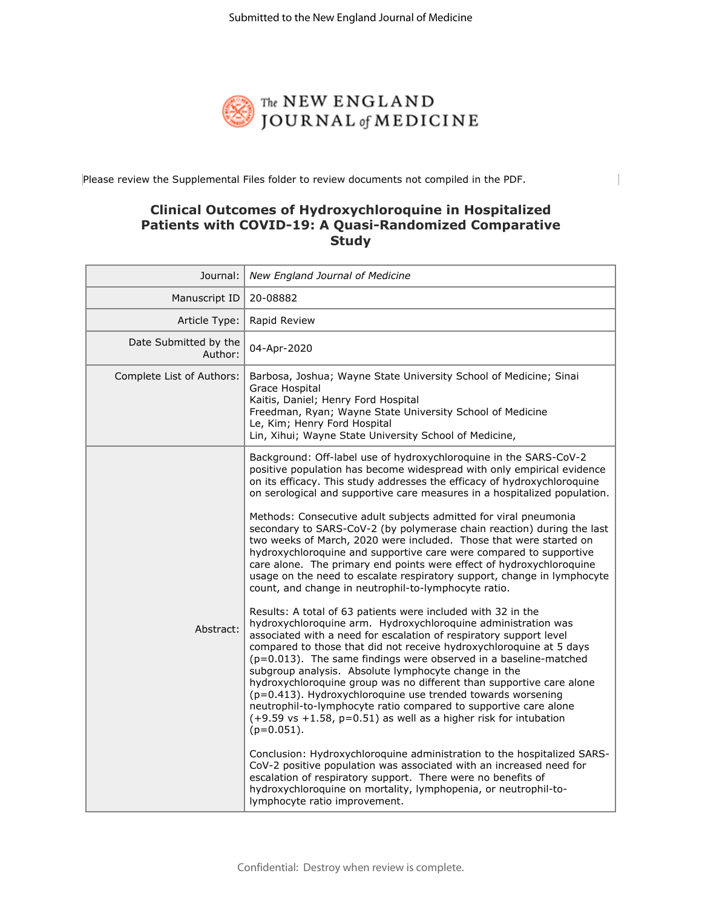Submitted to the New England Journal of Medicine

The NEW ENGLAND JOURNAL of MEDICINE

Please review the Supplemental Files folder to review documents not compiled in the PDF.

# Clinical Outcomes of Hydroxychloroquine in Hospitalized Patients with COVID-19: A Quasi-Randomized Comparative Study

| | |
|---|---|
| Journal: | *New England Journal of Medicine* |
| Manuscript ID | 20-08882 |
| Article Type: | Rapid Review |
| Date Submitted by the Author: | 04-Apr-2020 |
| Complete List of Authors: | Barbosa, Joshua; Wayne State University School of Medicine; Sinai Grace Hospital<br>Kaitis, Daniel; Henry Ford Hospital<br>Freedman, Ryan; Wayne State University School of Medicine<br>Le, Kim; Henry Ford Hospital<br>Lin, Xihui; Wayne State University School of Medicine, |
| Abstract: | Background: Off-label use of hydroxychloroquine in the SARS-CoV-2 positive population has become widespread with only empirical evidence on its efficacy. This study addresses the efficacy of hydroxychloroquine on serological and supportive care measures in a hospitalized population.<br><br>Methods: Consecutive adult subjects admitted for viral pneumonia secondary to SARS-CoV-2 (by polymerase chain reaction) during the last two weeks of March, 2020 were included. Those that were started on hydroxychloroquine and supportive care were compared to supportive care alone. The primary end points were effect of hydroxychloroquine usage on the need to escalate respiratory support, change in lymphocyte count, and change in neutrophil-to-lymphocyte ratio.<br><br>Results: A total of 63 patients were included with 32 in the hydroxychloroquine arm. Hydroxychloroquine administration was associated with a need for escalation of respiratory support level compared to those that did not receive hydroxychloroquine at 5 days ($p=0.013$). The same findings were observed in a baseline-matched subgroup analysis. Absolute lymphocyte change in the hydroxychloroquine group was no different than supportive care alone ($p=0.413$). Hydroxychloroquine use trended towards worsening neutrophil-to-lymphocyte ratio compared to supportive care alone (+9.59 vs +1.58, $p=0.51$) as well as a higher risk for intubation ($p=0.051$).<br><br>Conclusion: Hydroxychloroquine administration to the hospitalized SARS-CoV-2 positive population was associated with an increased need for escalation of respiratory support. There were no benefits of hydroxychloroquine on mortality, lymphopenia, or neutrophil-to-lymphocyte ratio improvement. |

Confidential: Destroy when review is complete.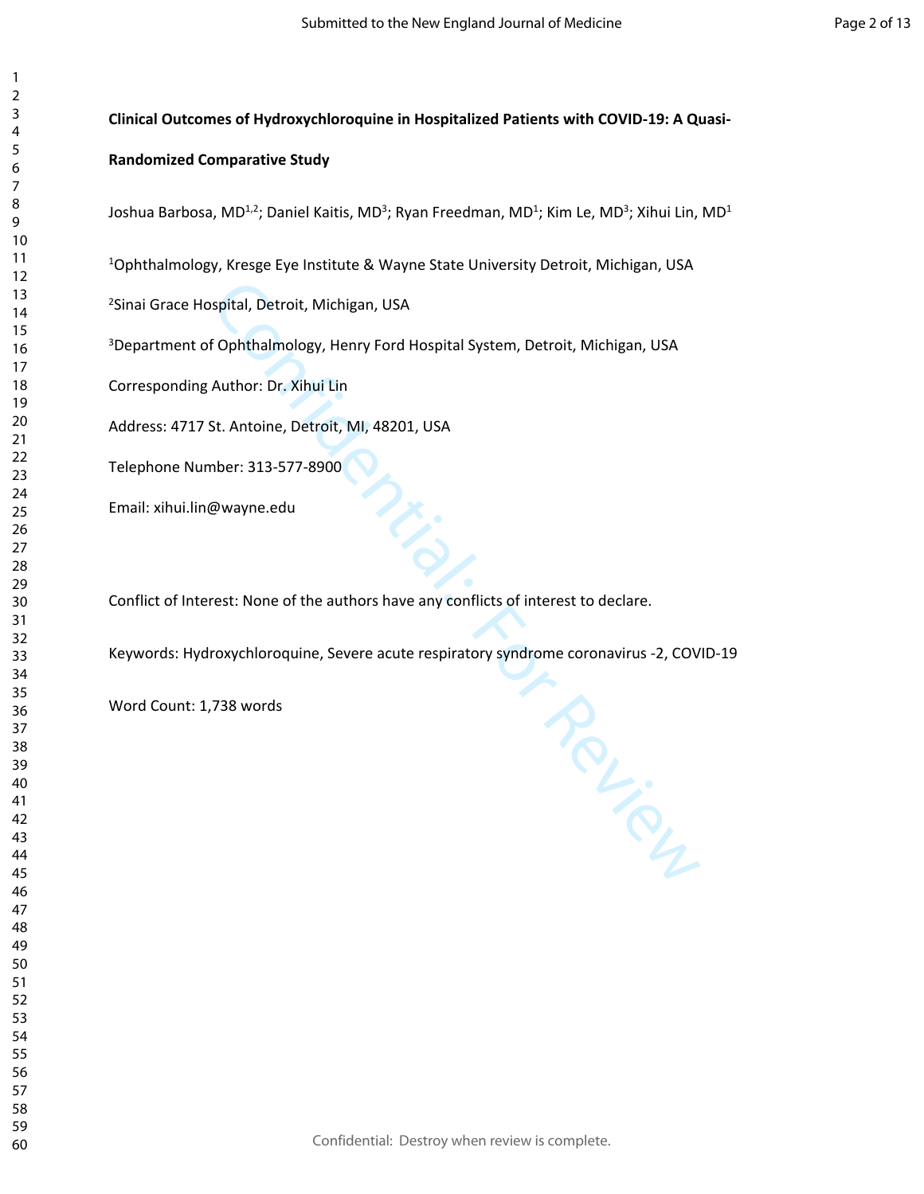**Clinical Outcomes of Hydroxychloroquine in Hospitalized Patients with COVID-19: A Quasi-Randomized Comparative Study**

Joshua Barbosa, MD[1,2]; Daniel Kaitis, MD[3]; Ryan Freedman, MD[1]; Kim Le, MD[3]; Xihui Lin, MD[1]

[1]Ophthalmology, Kresge Eye Institute & Wayne State University Detroit, Michigan, USA

[2]Sinai Grace Hospital, Detroit, Michigan, USA

[3]Department of Ophthalmology, Henry Ford Hospital System, Detroit, Michigan, USA

Corresponding Author: Dr. Xihui Lin

Address: 4717 St. Antoine, Detroit, MI, 48201, USA

Telephone Number: 313-577-8900

Email: xihui.lin@wayne.edu

Conflict of Interest: None of the authors have any conflicts of interest to declare.

Keywords: Hydroxychloroquine, Severe acute respiratory syndrome coronavirus -2, COVID-19

Word Count: 1,738 words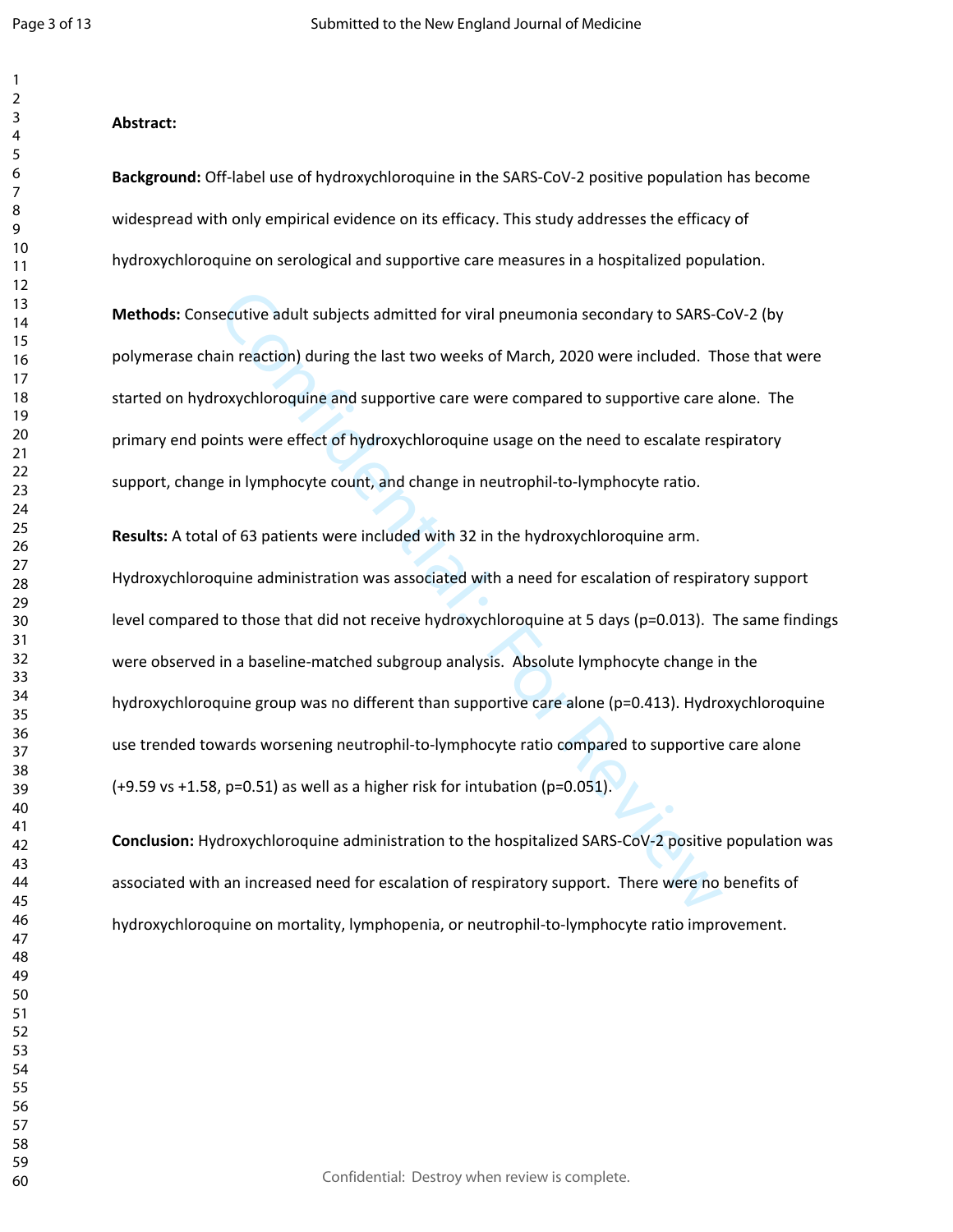**Abstract:**

**Background:** Off-label use of hydroxychloroquine in the SARS-CoV-2 positive population has become widespread with only empirical evidence on its efficacy. This study addresses the efficacy of hydroxychloroquine on serological and supportive care measures in a hospitalized population.

**Methods:** Consecutive adult subjects admitted for viral pneumonia secondary to SARS-CoV-2 (by polymerase chain reaction) during the last two weeks of March, 2020 were included. Those that were started on hydroxychloroquine and supportive care were compared to supportive care alone. The primary end points were effect of hydroxychloroquine usage on the need to escalate respiratory support, change in lymphocyte count, and change in neutrophil-to-lymphocyte ratio.

**Results:** A total of 63 patients were included with 32 in the hydroxychloroquine arm. Hydroxychloroquine administration was associated with a need for escalation of respiratory support level compared to those that did not receive hydroxychloroquine at 5 days ($p=0.013$). The same findings were observed in a baseline-matched subgroup analysis. Absolute lymphocyte change in the hydroxychloroquine group was no different than supportive care alone ($p=0.413$). Hydroxychloroquine use trended towards worsening neutrophil-to-lymphocyte ratio compared to supportive care alone (+9.59 vs +1.58, $p=0.51$) as well as a higher risk for intubation ($p=0.051$).

**Conclusion:** Hydroxychloroquine administration to the hospitalized SARS-CoV-2 positive population was associated with an increased need for escalation of respiratory support. There were no benefits of hydroxychloroquine on mortality, lymphopenia, or neutrophil-to-lymphocyte ratio improvement.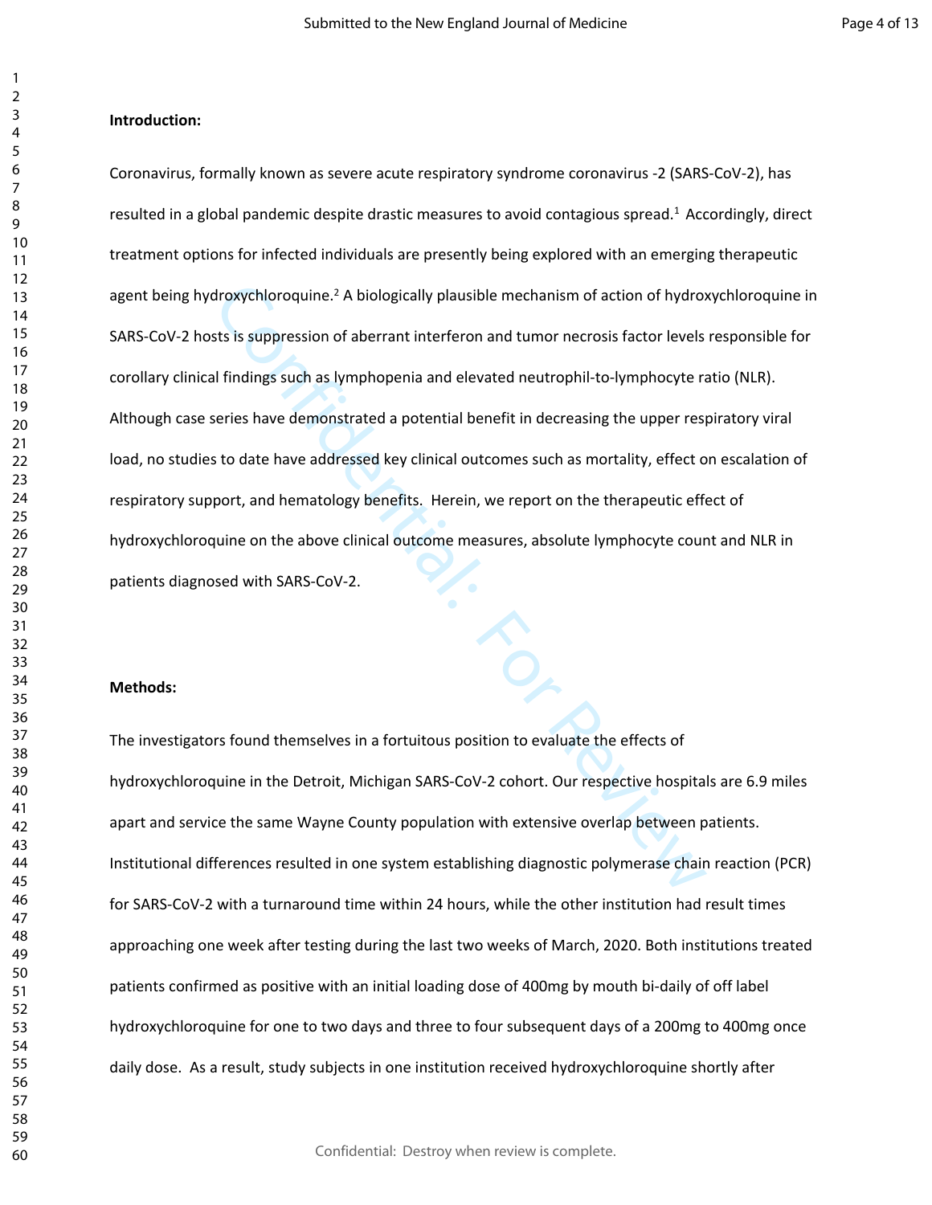**Introduction:**

Coronavirus, formally known as severe acute respiratory syndrome coronavirus -2 (SARS-CoV-2), has resulted in a global pandemic despite drastic measures to avoid contagious spread.[1] Accordingly, direct treatment options for infected individuals are presently being explored with an emerging therapeutic agent being hydroxychloroquine.[2] A biologically plausible mechanism of action of hydroxychloroquine in SARS-CoV-2 hosts is suppression of aberrant interferon and tumor necrosis factor levels responsible for corollary clinical findings such as lymphopenia and elevated neutrophil-to-lymphocyte ratio (NLR). Although case series have demonstrated a potential benefit in decreasing the upper respiratory viral load, no studies to date have addressed key clinical outcomes such as mortality, effect on escalation of respiratory support, and hematology benefits. Herein, we report on the therapeutic effect of hydroxychloroquine on the above clinical outcome measures, absolute lymphocyte count and NLR in patients diagnosed with SARS-CoV-2.

**Methods:**

The investigators found themselves in a fortuitous position to evaluate the effects of hydroxychloroquine in the Detroit, Michigan SARS-CoV-2 cohort. Our respective hospitals are 6.9 miles apart and service the same Wayne County population with extensive overlap between patients. Institutional differences resulted in one system establishing diagnostic polymerase chain reaction (PCR) for SARS-CoV-2 with a turnaround time within 24 hours, while the other institution had result times approaching one week after testing during the last two weeks of March, 2020. Both institutions treated patients confirmed as positive with an initial loading dose of 400mg by mouth bi-daily of off label hydroxychloroquine for one to two days and three to four subsequent days of a 200mg to 400mg once daily dose. As a result, study subjects in one institution received hydroxychloroquine shortly after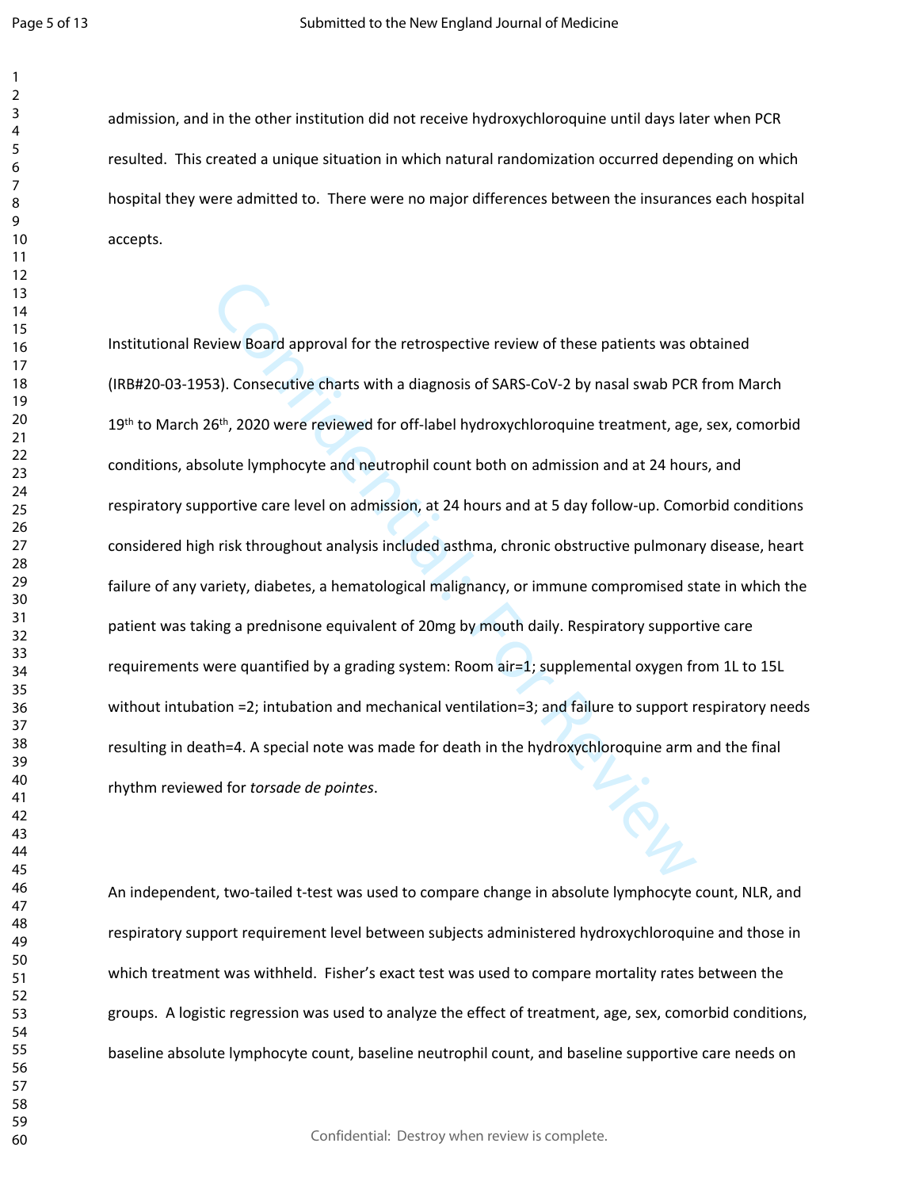admission, and in the other institution did not receive hydroxychloroquine until days later when PCR resulted. This created a unique situation in which natural randomization occurred depending on which hospital they were admitted to. There were no major differences between the insurances each hospital accepts.

Institutional Review Board approval for the retrospective review of these patients was obtained (IRB#20-03-1953). Consecutive charts with a diagnosis of SARS-CoV-2 by nasal swab PCR from March 19th to March 26th, 2020 were reviewed for off-label hydroxychloroquine treatment, age, sex, comorbid conditions, absolute lymphocyte and neutrophil count both on admission and at 24 hours, and respiratory supportive care level on admission, at 24 hours and at 5 day follow-up. Comorbid conditions considered high risk throughout analysis included asthma, chronic obstructive pulmonary disease, heart failure of any variety, diabetes, a hematological malignancy, or immune compromised state in which the patient was taking a prednisone equivalent of 20mg by mouth daily. Respiratory supportive care requirements were quantified by a grading system: Room air=1; supplemental oxygen from 1L to 15L without intubation =2; intubation and mechanical ventilation=3; and failure to support respiratory needs resulting in death=4. A special note was made for death in the hydroxychloroquine arm and the final rhythm reviewed for *torsade de pointes*.

An independent, two-tailed t-test was used to compare change in absolute lymphocyte count, NLR, and respiratory support requirement level between subjects administered hydroxychloroquine and those in which treatment was withheld. Fisher's exact test was used to compare mortality rates between the groups. A logistic regression was used to analyze the effect of treatment, age, sex, comorbid conditions, baseline absolute lymphocyte count, baseline neutrophil count, and baseline supportive care needs on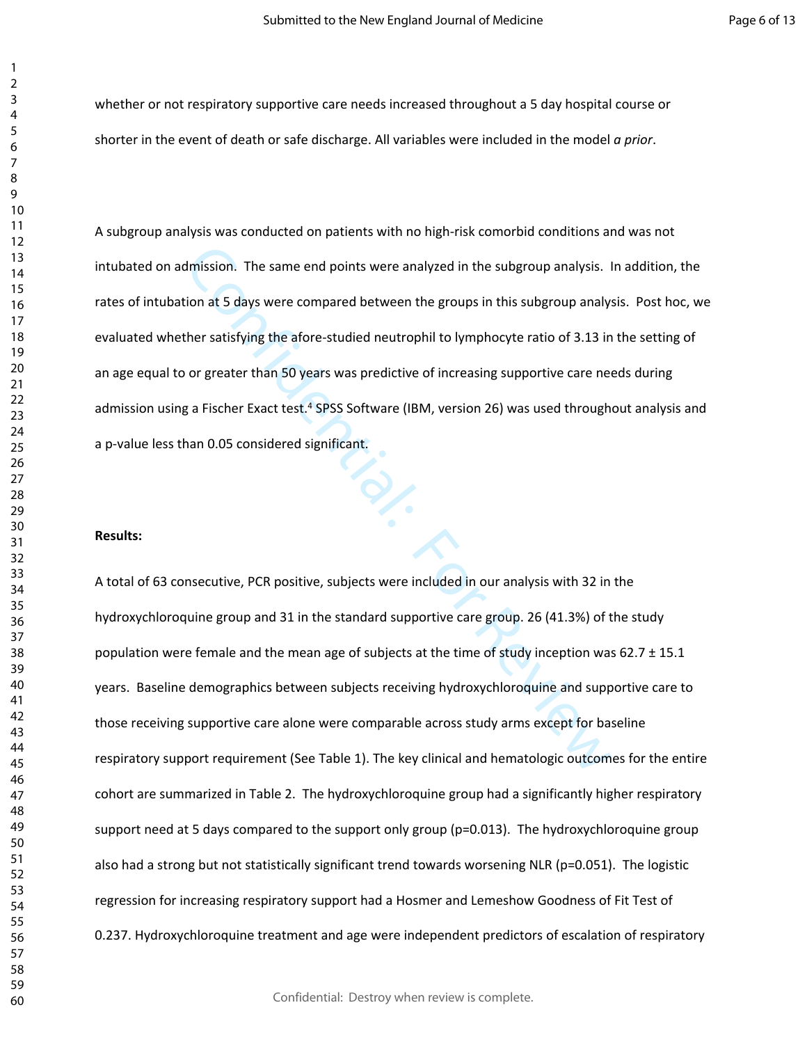whether or not respiratory supportive care needs increased throughout a 5 day hospital course or shorter in the event of death or safe discharge. All variables were included in the model *a prior*.

A subgroup analysis was conducted on patients with no high-risk comorbid conditions and was not intubated on admission. The same end points were analyzed in the subgroup analysis. In addition, the rates of intubation at 5 days were compared between the groups in this subgroup analysis. Post hoc, we evaluated whether satisfying the afore-studied neutrophil to lymphocyte ratio of 3.13 in the setting of an age equal to or greater than 50 years was predictive of increasing supportive care needs during admission using a Fischer Exact test.[4] SPSS Software (IBM, version 26) was used throughout analysis and a p-value less than 0.05 considered significant.

**Results:**

A total of 63 consecutive, PCR positive, subjects were included in our analysis with 32 in the hydroxychloroquine group and 31 in the standard supportive care group. 26 (41.3%) of the study population were female and the mean age of subjects at the time of study inception was 62.7 ± 15.1 years. Baseline demographics between subjects receiving hydroxychloroquine and supportive care to those receiving supportive care alone were comparable across study arms except for baseline respiratory support requirement (See Table 1). The key clinical and hematologic outcomes for the entire cohort are summarized in Table 2. The hydroxychloroquine group had a significantly higher respiratory support need at 5 days compared to the support only group ($p=0.013$). The hydroxychloroquine group also had a strong but not statistically significant trend towards worsening NLR ($p=0.051$). The logistic regression for increasing respiratory support had a Hosmer and Lemeshow Goodness of Fit Test of 0.237. Hydroxychloroquine treatment and age were independent predictors of escalation of respiratory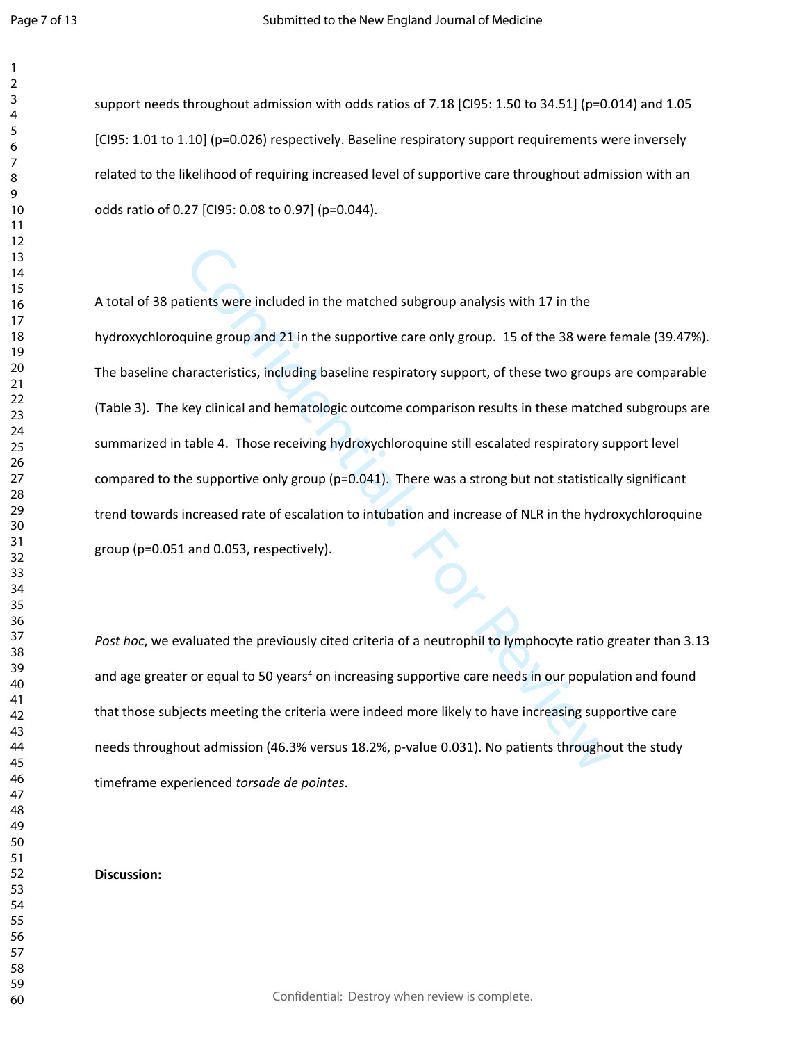support needs throughout admission with odds ratios of 7.18 [CI95: 1.50 to 34.51] (p=0.014) and 1.05 [CI95: 1.01 to 1.10] (p=0.026) respectively. Baseline respiratory support requirements were inversely related to the likelihood of requiring increased level of supportive care throughout admission with an odds ratio of 0.27 [CI95: 0.08 to 0.97] (p=0.044).

A total of 38 patients were included in the matched subgroup analysis with 17 in the hydroxychloroquine group and 21 in the supportive care only group. 15 of the 38 were female (39.47%). The baseline characteristics, including baseline respiratory support, of these two groups are comparable (Table 3). The key clinical and hematologic outcome comparison results in these matched subgroups are summarized in table 4. Those receiving hydroxychloroquine still escalated respiratory support level compared to the supportive only group (p=0.041). There was a strong but not statistically significant trend towards increased rate of escalation to intubation and increase of NLR in the hydroxychloroquine group (p=0.051 and 0.053, respectively).

*Post hoc*, we evaluated the previously cited criteria of a neutrophil to lymphocyte ratio greater than 3.13 and age greater or equal to 50 years[4] on increasing supportive care needs in our population and found that those subjects meeting the criteria were indeed more likely to have increasing supportive care needs throughout admission (46.3% versus 18.2%, p-value 0.031). No patients throughout the study timeframe experienced *torsade de pointes*.

**Discussion:**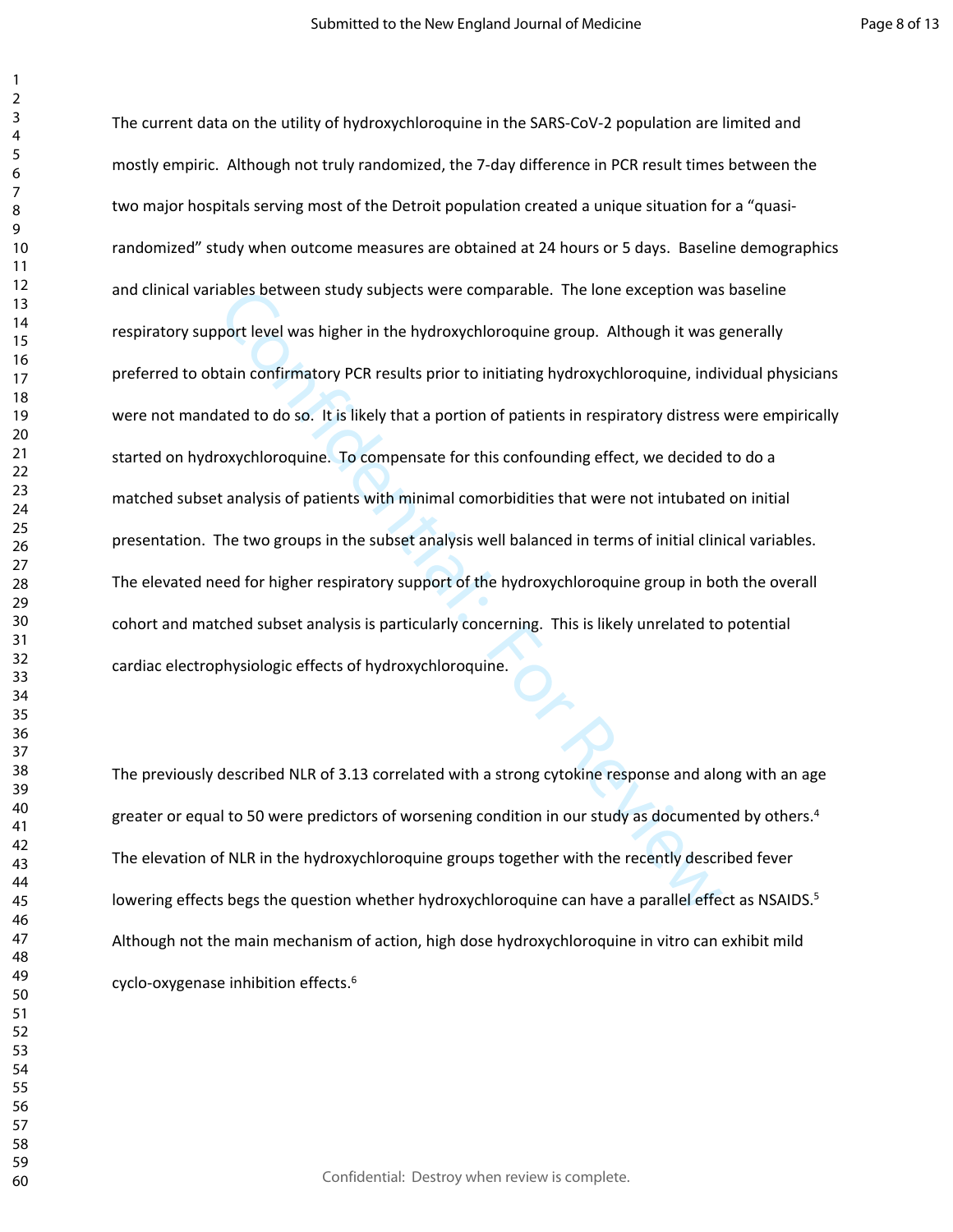The current data on the utility of hydroxychloroquine in the SARS-CoV-2 population are limited and mostly empiric. Although not truly randomized, the 7-day difference in PCR result times between the two major hospitals serving most of the Detroit population created a unique situation for a "quasi-randomized" study when outcome measures are obtained at 24 hours or 5 days. Baseline demographics and clinical variables between study subjects were comparable. The lone exception was baseline respiratory support level was higher in the hydroxychloroquine group. Although it was generally preferred to obtain confirmatory PCR results prior to initiating hydroxychloroquine, individual physicians were not mandated to do so. It is likely that a portion of patients in respiratory distress were empirically started on hydroxychloroquine. To compensate for this confounding effect, we decided to do a matched subset analysis of patients with minimal comorbidities that were not intubated on initial presentation. The two groups in the subset analysis well balanced in terms of initial clinical variables. The elevated need for higher respiratory support of the hydroxychloroquine group in both the overall cohort and matched subset analysis is particularly concerning. This is likely unrelated to potential cardiac electrophysiologic effects of hydroxychloroquine.

The previously described NLR of 3.13 correlated with a strong cytokine response and along with an age greater or equal to 50 were predictors of worsening condition in our study as documented by others.[4] The elevation of NLR in the hydroxychloroquine groups together with the recently described fever lowering effects begs the question whether hydroxychloroquine can have a parallel effect as NSAIDS.[5] Although not the main mechanism of action, high dose hydroxychloroquine in vitro can exhibit mild cyclo-oxygenase inhibition effects.[6]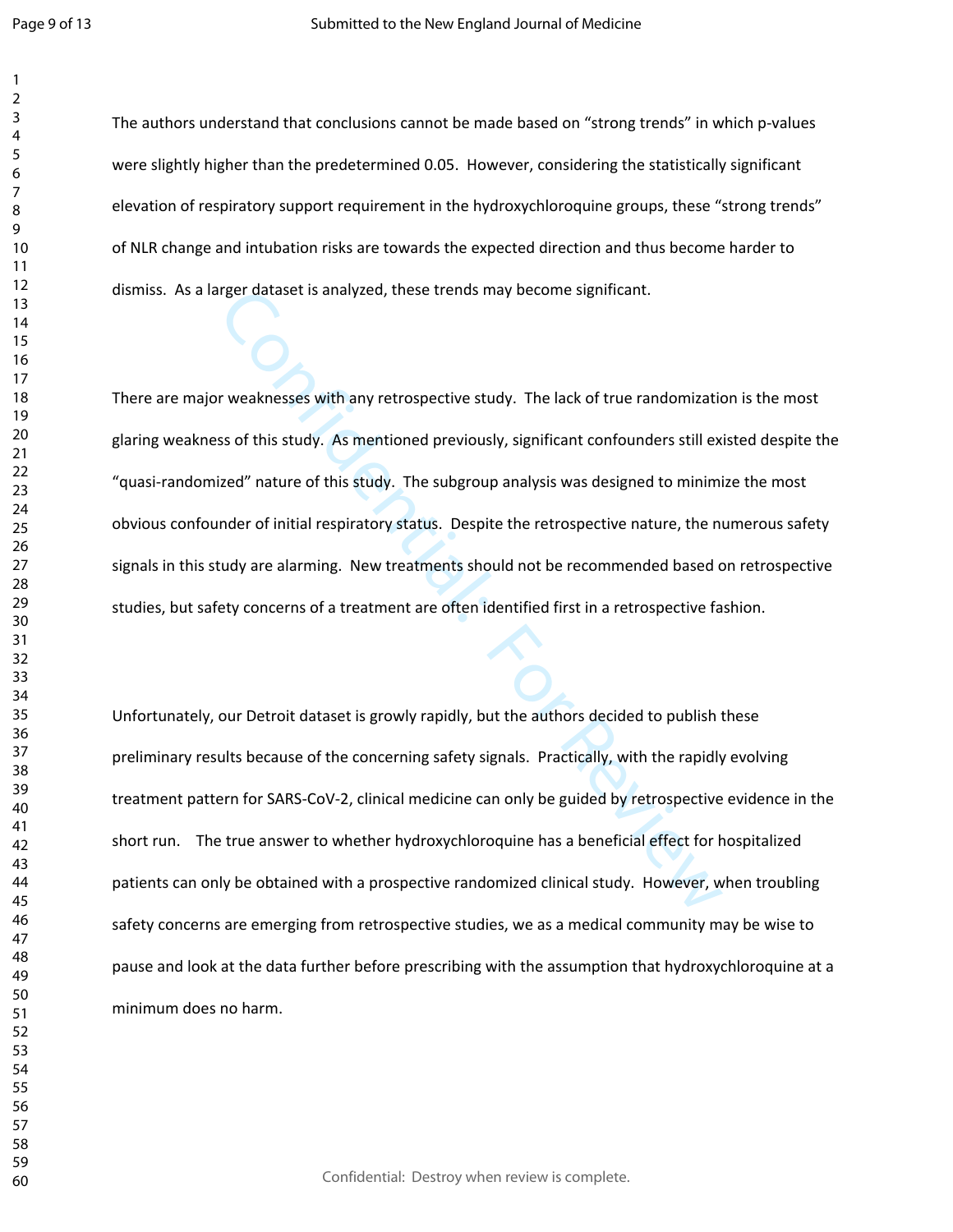The authors understand that conclusions cannot be made based on "strong trends" in which p-values were slightly higher than the predetermined 0.05. However, considering the statistically significant elevation of respiratory support requirement in the hydroxychloroquine groups, these "strong trends" of NLR change and intubation risks are towards the expected direction and thus become harder to dismiss. As a larger dataset is analyzed, these trends may become significant.

There are major weaknesses with any retrospective study. The lack of true randomization is the most glaring weakness of this study. As mentioned previously, significant confounders still existed despite the "quasi-randomized" nature of this study. The subgroup analysis was designed to minimize the most obvious confounder of initial respiratory status. Despite the retrospective nature, the numerous safety signals in this study are alarming. New treatments should not be recommended based on retrospective studies, but safety concerns of a treatment are often identified first in a retrospective fashion.

Unfortunately, our Detroit dataset is growly rapidly, but the authors decided to publish these preliminary results because of the concerning safety signals. Practically, with the rapidly evolving treatment pattern for SARS-CoV-2, clinical medicine can only be guided by retrospective evidence in the short run. The true answer to whether hydroxychloroquine has a beneficial effect for hospitalized patients can only be obtained with a prospective randomized clinical study. However, when troubling safety concerns are emerging from retrospective studies, we as a medical community may be wise to pause and look at the data further before prescribing with the assumption that hydroxychloroquine at a minimum does no harm.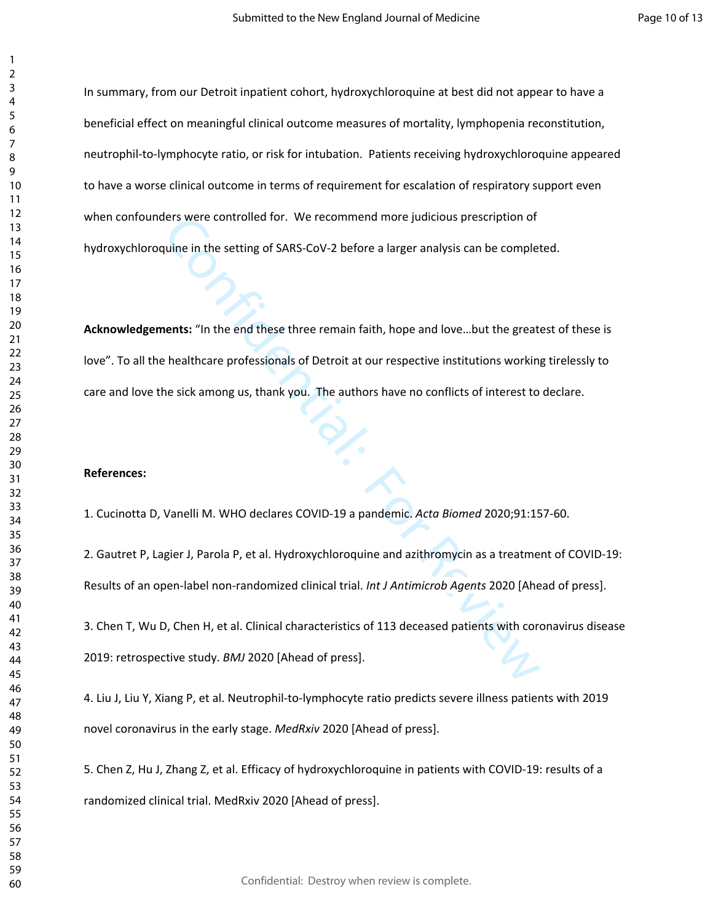In summary, from our Detroit inpatient cohort, hydroxychloroquine at best did not appear to have a beneficial effect on meaningful clinical outcome measures of mortality, lymphopenia reconstitution, neutrophil-to-lymphocyte ratio, or risk for intubation. Patients receiving hydroxychloroquine appeared to have a worse clinical outcome in terms of requirement for escalation of respiratory support even when confounders were controlled for. We recommend more judicious prescription of hydroxychloroquine in the setting of SARS-CoV-2 before a larger analysis can be completed.

**Acknowledgements:** "In the end these three remain faith, hope and love…but the greatest of these is love". To all the healthcare professionals of Detroit at our respective institutions working tirelessly to care and love the sick among us, thank you. The authors have no conflicts of interest to declare.

**References:**

1. Cucinotta D, Vanelli M. WHO declares COVID-19 a pandemic. *Acta Biomed* 2020;91:157-60.

2. Gautret P, Lagier J, Parola P, et al. Hydroxychloroquine and azithromycin as a treatment of COVID-19: Results of an open-label non-randomized clinical trial. *Int J Antimicrob Agents* 2020 [Ahead of press].

3. Chen T, Wu D, Chen H, et al. Clinical characteristics of 113 deceased patients with coronavirus disease 2019: retrospective study. *BMJ* 2020 [Ahead of press].

4. Liu J, Liu Y, Xiang P, et al. Neutrophil-to-lymphocyte ratio predicts severe illness patients with 2019 novel coronavirus in the early stage. *MedRxiv* 2020 [Ahead of press].

5. Chen Z, Hu J, Zhang Z, et al. Efficacy of hydroxychloroquine in patients with COVID-19: results of a randomized clinical trial. MedRxiv 2020 [Ahead of press].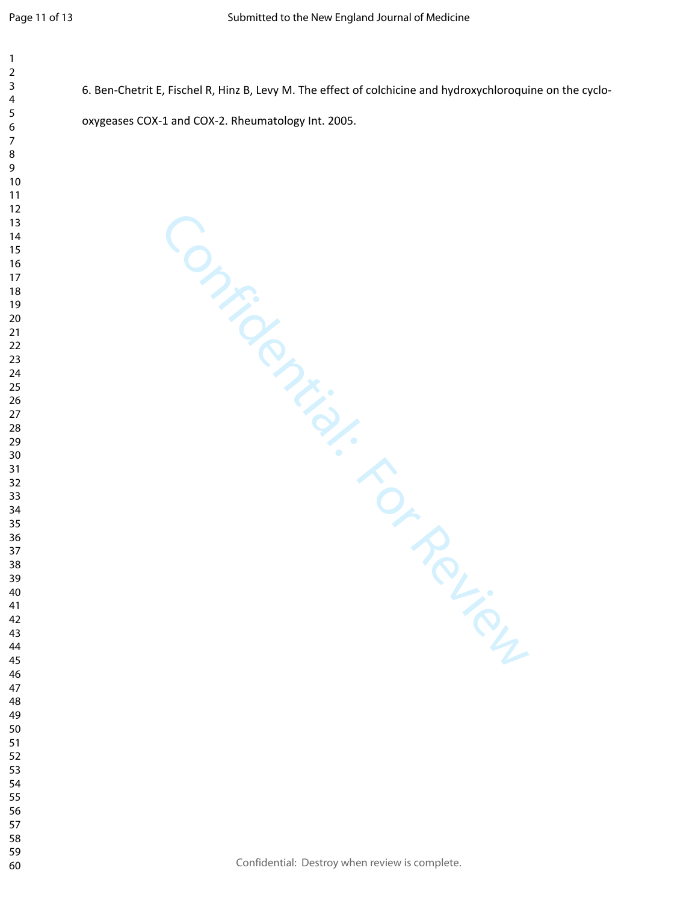6. Ben-Chetrit E, Fischel R, Hinz B, Levy M. The effect of colchicine and hydroxychloroquine on the cyclo-oxygeases COX-1 and COX-2. Rheumatology Int. 2005.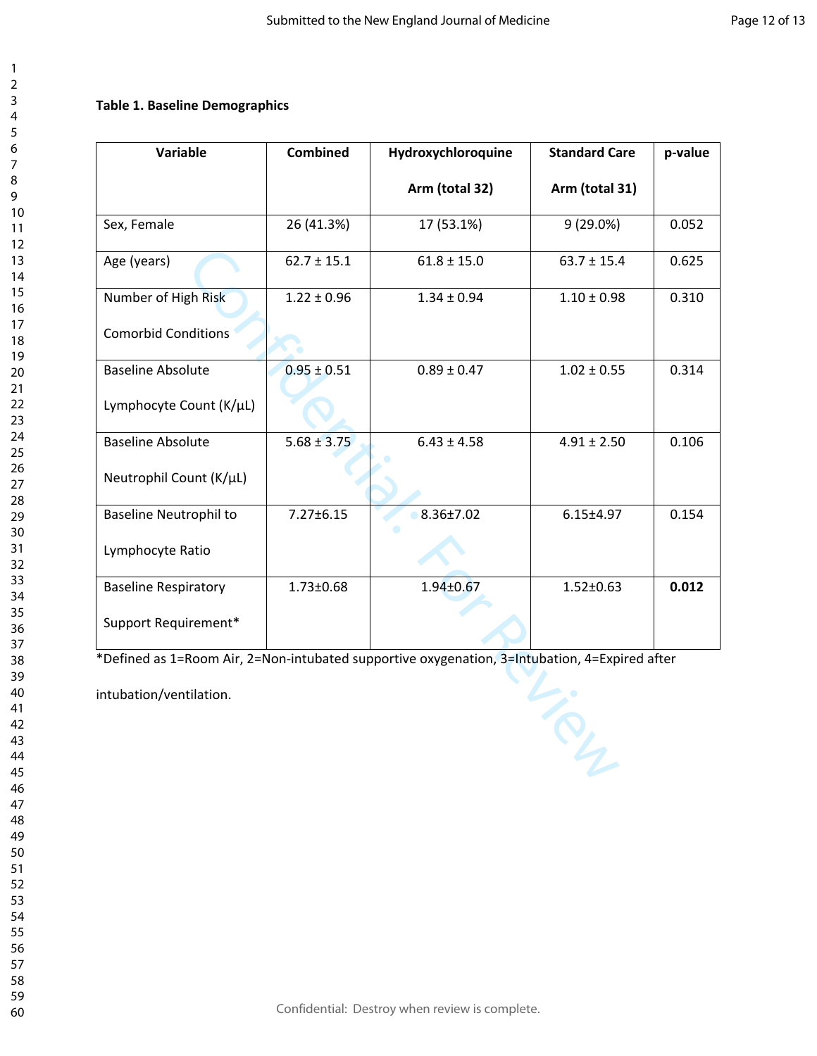**Table 1. Baseline Demographics**

| Variable | Combined | Hydroxychloroquine Arm (total 32) | Standard Care Arm (total 31) | p-value |
|---|---|---|---|---|
| Sex, Female | 26 (41.3%) | 17 (53.1%) | 9 (29.0%) | 0.052 |
| Age (years) | 62.7 ± 15.1 | 61.8 ± 15.0 | 63.7 ± 15.4 | 0.625 |
| Number of High Risk Comorbid Conditions | 1.22 ± 0.96 | 1.34 ± 0.94 | 1.10 ± 0.98 | 0.310 |
| Baseline Absolute Lymphocyte Count (K/μL) | 0.95 ± 0.51 | 0.89 ± 0.47 | 1.02 ± 0.55 | 0.314 |
| Baseline Absolute Neutrophil Count (K/μL) | 5.68 ± 3.75 | 6.43 ± 4.58 | 4.91 ± 2.50 | 0.106 |
| Baseline Neutrophil to Lymphocyte Ratio | 7.27±6.15 | 8.36±7.02 | 6.15±4.97 | 0.154 |
| Baseline Respiratory Support Requirement* | 1.73±0.68 | 1.94±0.67 | 1.52±0.63 | **0.012** |

*Defined as 1=Room Air, 2=Non-intubated supportive oxygenation, 3=Intubation, 4=Expired after intubation/ventilation.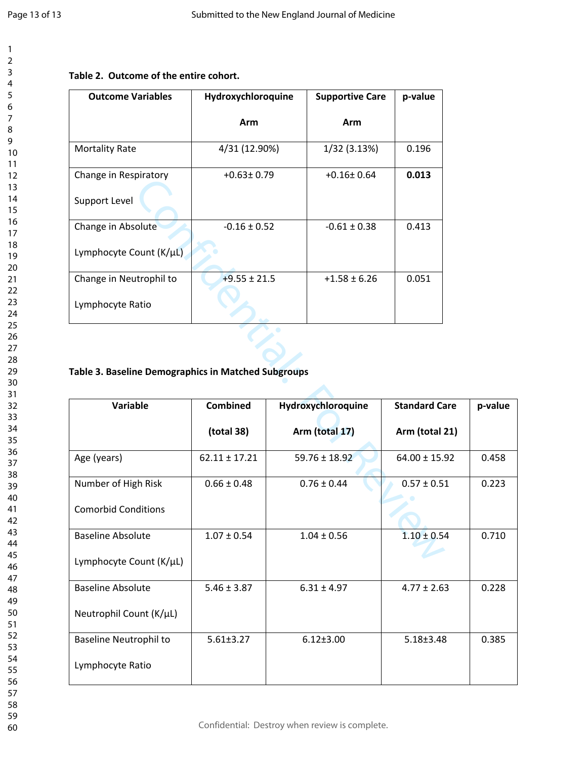**Table 2. Outcome of the entire cohort.**

| Outcome Variables | Hydroxychloroquine Arm | Supportive Care Arm | p-value |
|---|---|---|---|
| Mortality Rate | 4/31 (12.90%) | 1/32 (3.13%) | 0.196 |
| Change in Respiratory Support Level | +0.63± 0.79 | +0.16± 0.64 | **0.013** |
| Change in Absolute Lymphocyte Count (K/µL) | -0.16 ± 0.52 | -0.61 ± 0.38 | 0.413 |
| Change in Neutrophil to Lymphocyte Ratio | +9.55 ± 21.5 | +1.58 ± 6.26 | 0.051 |

**Table 3. Baseline Demographics in Matched Subgroups**

| Variable | Combined (total 38) | Hydroxychloroquine Arm (total 17) | Standard Care Arm (total 21) | p-value |
|---|---|---|---|---|
| Age (years) | 62.11 ± 17.21 | 59.76 ± 18.92 | 64.00 ± 15.92 | 0.458 |
| Number of High Risk Comorbid Conditions | 0.66 ± 0.48 | 0.76 ± 0.44 | 0.57 ± 0.51 | 0.223 |
| Baseline Absolute Lymphocyte Count (K/µL) | 1.07 ± 0.54 | 1.04 ± 0.56 | 1.10 ± 0.54 | 0.710 |
| Baseline Absolute Neutrophil Count (K/µL) | 5.46 ± 3.87 | 6.31 ± 4.97 | 4.77 ± 2.63 | 0.228 |
| Baseline Neutrophil to Lymphocyte Ratio | 5.61±3.27 | 6.12±3.00 | 5.18±3.48 | 0.385 |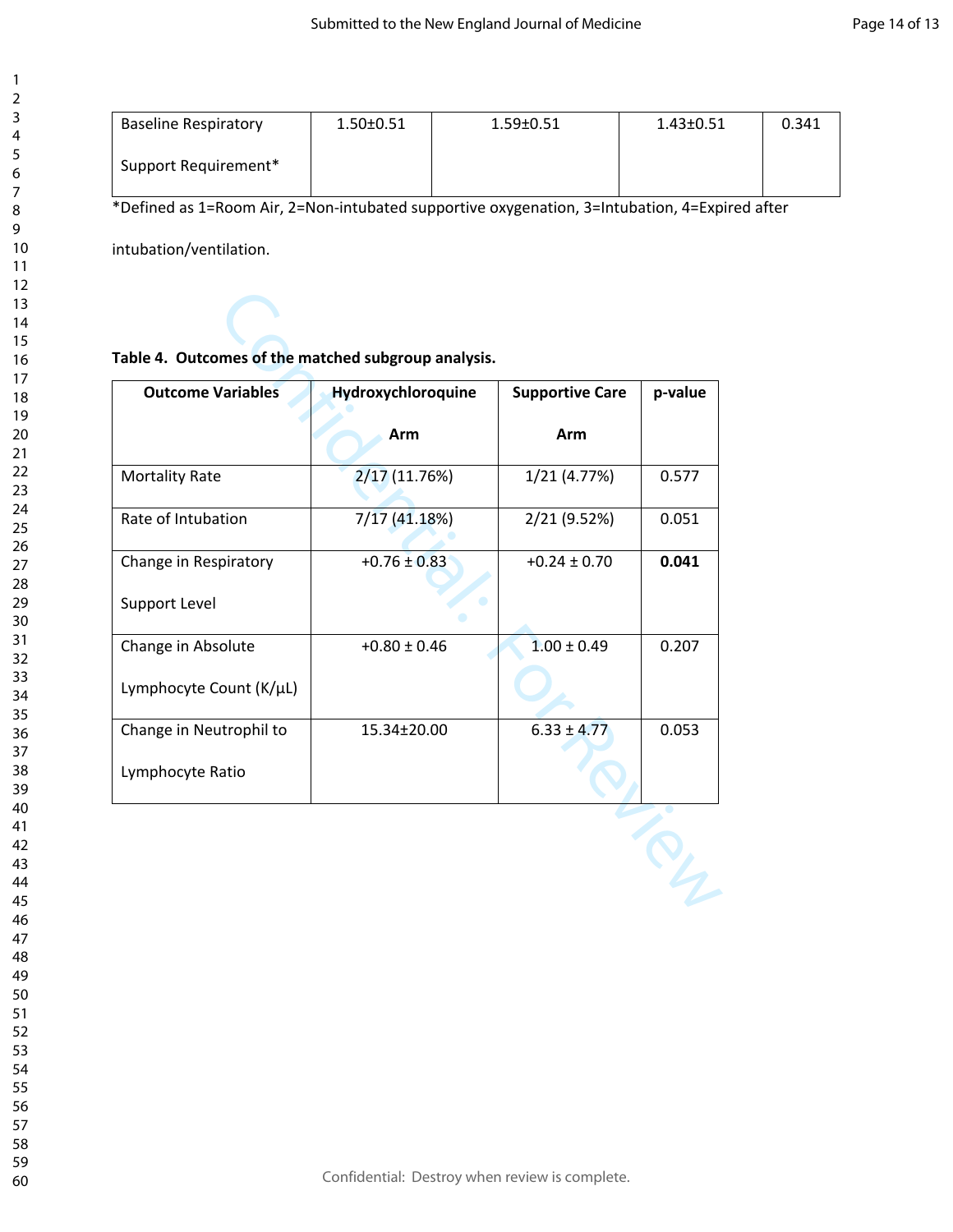| | | | | |
|---|---|---|---|---|
| Baseline Respiratory Support Requirement* | 1.50±0.51 | 1.59±0.51 | 1.43±0.51 | 0.341 |

*Defined as 1=Room Air, 2=Non-intubated supportive oxygenation, 3=Intubation, 4=Expired after intubation/ventilation.

**Table 4. Outcomes of the matched subgroup analysis.**

| Outcome Variables | Hydroxychloroquine Arm | Supportive Care Arm | p-value |
|---|---|---|---|
| Mortality Rate | 2/17 (11.76%) | 1/21 (4.77%) | 0.577 |
| Rate of Intubation | 7/17 (41.18%) | 2/21 (9.52%) | 0.051 |
| Change in Respiratory Support Level | +0.76 ± 0.83 | +0.24 ± 0.70 | **0.041** |
| Change in Absolute Lymphocyte Count (K/μL) | +0.80 ± 0.46 | 1.00 ± 0.49 | 0.207 |
| Change in Neutrophil to Lymphocyte Ratio | 15.34±20.00 | 6.33 ± 4.77 | 0.053 |